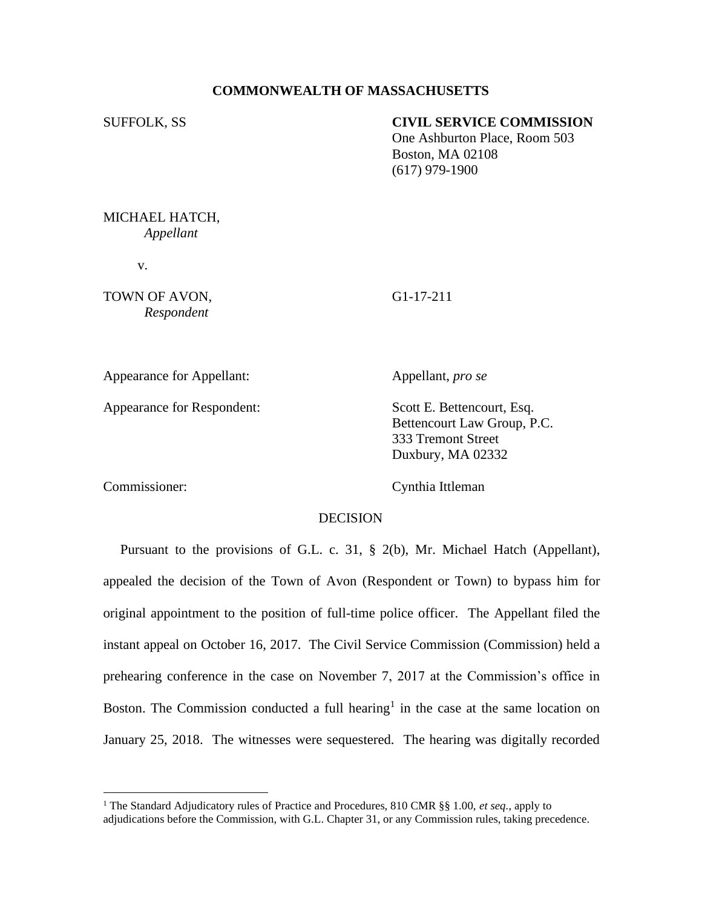**COMMONWEALTH OF MASSACHUSETTS**

SUFFOLK, SS

**CIVIL SERVICE COMMISSION**
One Ashburton Place, Room 503
Boston, MA 02108
(617) 979-1900

MICHAEL HATCH,
*Appellant*

v.

TOWN OF AVON,
*Respondent*

G1-17-211

Appearance for Appellant: Appellant, *pro se*

Appearance for Respondent: Scott E. Bettencourt, Esq.
Bettencourt Law Group, P.C.
333 Tremont Street
Duxbury, MA 02332

Commissioner: Cynthia Ittleman

DECISION

Pursuant to the provisions of G.L. c. 31, § 2(b), Mr. Michael Hatch (Appellant), appealed the decision of the Town of Avon (Respondent or Town) to bypass him for original appointment to the position of full-time police officer. The Appellant filed the instant appeal on October 16, 2017. The Civil Service Commission (Commission) held a prehearing conference in the case on November 7, 2017 at the Commission's office in Boston. The Commission conducted a full hearing[1] in the case at the same location on January 25, 2018. The witnesses were sequestered. The hearing was digitally recorded

[1] The Standard Adjudicatory rules of Practice and Procedures, 810 CMR §§ 1.00, *et seq.*, apply to adjudications before the Commission, with G.L. Chapter 31, or any Commission rules, taking precedence.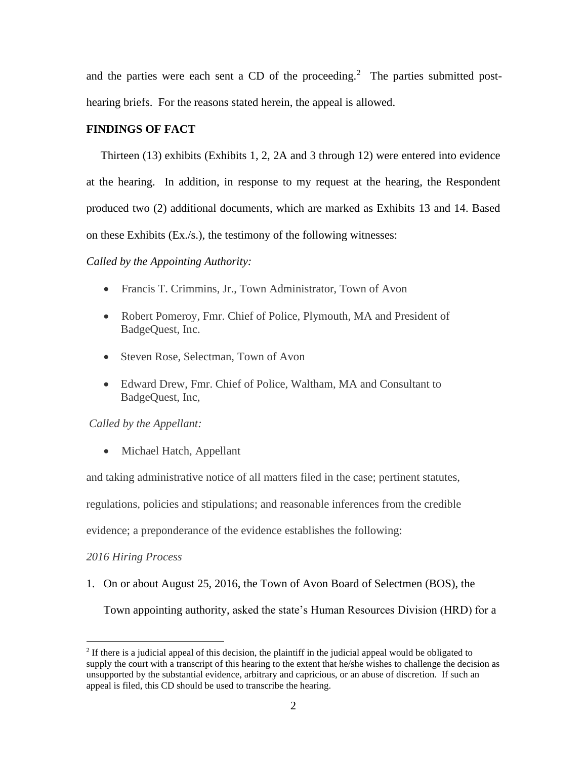and the parties were each sent a CD of the proceeding.[2] The parties submitted post-hearing briefs. For the reasons stated herein, the appeal is allowed.

**FINDINGS OF FACT**

Thirteen (13) exhibits (Exhibits 1, 2, 2A and 3 through 12) were entered into evidence at the hearing. In addition, in response to my request at the hearing, the Respondent produced two (2) additional documents, which are marked as Exhibits 13 and 14. Based on these Exhibits (Ex./s.), the testimony of the following witnesses:

*Called by the Appointing Authority:*

- Francis T. Crimmins, Jr., Town Administrator, Town of Avon
- Robert Pomeroy, Fmr. Chief of Police, Plymouth, MA and President of BadgeQuest, Inc.
- Steven Rose, Selectman, Town of Avon
- Edward Drew, Fmr. Chief of Police, Waltham, MA and Consultant to BadgeQuest, Inc,

*Called by the Appellant:*

- Michael Hatch, Appellant

and taking administrative notice of all matters filed in the case; pertinent statutes, regulations, policies and stipulations; and reasonable inferences from the credible evidence; a preponderance of the evidence establishes the following:

*2016 Hiring Process*

1. On or about August 25, 2016, the Town of Avon Board of Selectmen (BOS), the Town appointing authority, asked the state's Human Resources Division (HRD) for a

[2] If there is a judicial appeal of this decision, the plaintiff in the judicial appeal would be obligated to supply the court with a transcript of this hearing to the extent that he/she wishes to challenge the decision as unsupported by the substantial evidence, arbitrary and capricious, or an abuse of discretion. If such an appeal is filed, this CD should be used to transcribe the hearing.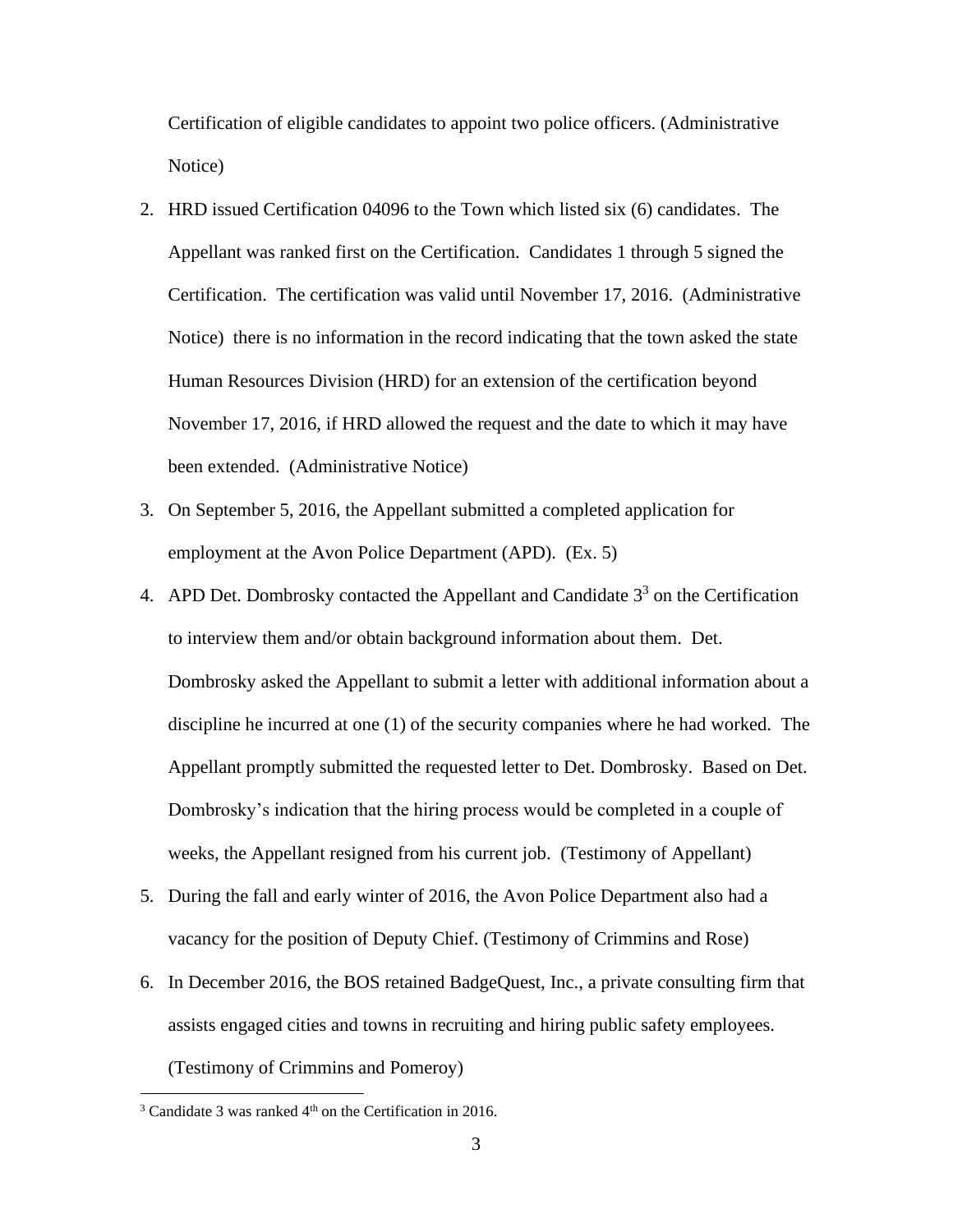Certification of eligible candidates to appoint two police officers. (Administrative Notice)

2. HRD issued Certification 04096 to the Town which listed six (6) candidates. The Appellant was ranked first on the Certification. Candidates 1 through 5 signed the Certification. The certification was valid until November 17, 2016. (Administrative Notice) there is no information in the record indicating that the town asked the state Human Resources Division (HRD) for an extension of the certification beyond November 17, 2016, if HRD allowed the request and the date to which it may have been extended. (Administrative Notice)
3. On September 5, 2016, the Appellant submitted a completed application for employment at the Avon Police Department (APD). (Ex. 5)
4. APD Det. Dombrosky contacted the Appellant and Candidate 3[3] on the Certification to interview them and/or obtain background information about them. Det. Dombrosky asked the Appellant to submit a letter with additional information about a discipline he incurred at one (1) of the security companies where he had worked. The Appellant promptly submitted the requested letter to Det. Dombrosky. Based on Det. Dombrosky's indication that the hiring process would be completed in a couple of weeks, the Appellant resigned from his current job. (Testimony of Appellant)
5. During the fall and early winter of 2016, the Avon Police Department also had a vacancy for the position of Deputy Chief. (Testimony of Crimmins and Rose)
6. In December 2016, the BOS retained BadgeQuest, Inc., a private consulting firm that assists engaged cities and towns in recruiting and hiring public safety employees. (Testimony of Crimmins and Pomeroy)

[3] Candidate 3 was ranked 4th on the Certification in 2016.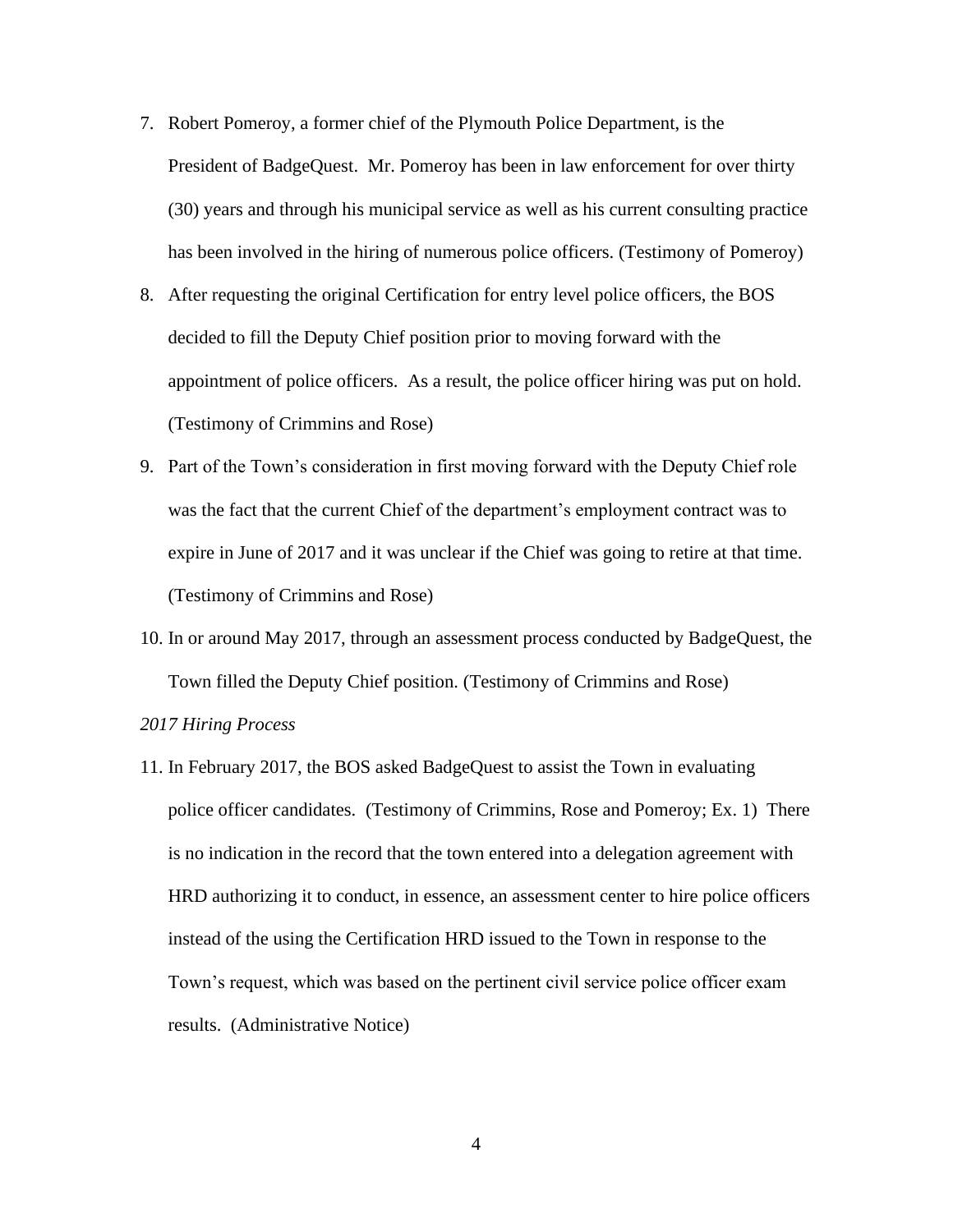7. Robert Pomeroy, a former chief of the Plymouth Police Department, is the President of BadgeQuest. Mr. Pomeroy has been in law enforcement for over thirty (30) years and through his municipal service as well as his current consulting practice has been involved in the hiring of numerous police officers. (Testimony of Pomeroy)

8. After requesting the original Certification for entry level police officers, the BOS decided to fill the Deputy Chief position prior to moving forward with the appointment of police officers. As a result, the police officer hiring was put on hold. (Testimony of Crimmins and Rose)

9. Part of the Town's consideration in first moving forward with the Deputy Chief role was the fact that the current Chief of the department's employment contract was to expire in June of 2017 and it was unclear if the Chief was going to retire at that time. (Testimony of Crimmins and Rose)

10. In or around May 2017, through an assessment process conducted by BadgeQuest, the Town filled the Deputy Chief position. (Testimony of Crimmins and Rose)

*2017 Hiring Process*

11. In February 2017, the BOS asked BadgeQuest to assist the Town in evaluating police officer candidates. (Testimony of Crimmins, Rose and Pomeroy; Ex. 1) There is no indication in the record that the town entered into a delegation agreement with HRD authorizing it to conduct, in essence, an assessment center to hire police officers instead of the using the Certification HRD issued to the Town in response to the Town's request, which was based on the pertinent civil service police officer exam results. (Administrative Notice)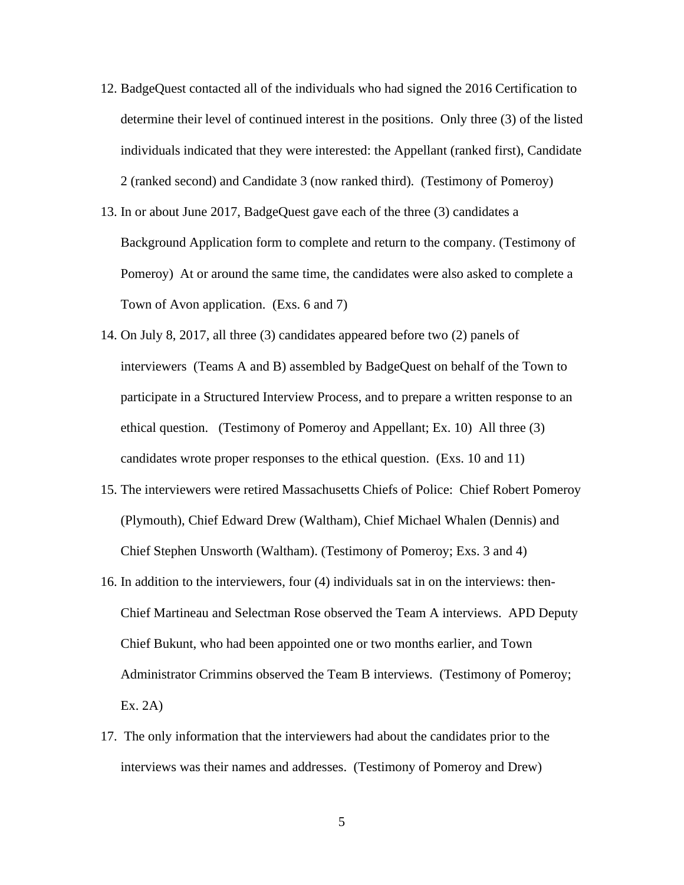12. BadgeQuest contacted all of the individuals who had signed the 2016 Certification to determine their level of continued interest in the positions. Only three (3) of the listed individuals indicated that they were interested: the Appellant (ranked first), Candidate 2 (ranked second) and Candidate 3 (now ranked third). (Testimony of Pomeroy)

13. In or about June 2017, BadgeQuest gave each of the three (3) candidates a Background Application form to complete and return to the company. (Testimony of Pomeroy) At or around the same time, the candidates were also asked to complete a Town of Avon application. (Exs. 6 and 7)

14. On July 8, 2017, all three (3) candidates appeared before two (2) panels of interviewers (Teams A and B) assembled by BadgeQuest on behalf of the Town to participate in a Structured Interview Process, and to prepare a written response to an ethical question. (Testimony of Pomeroy and Appellant; Ex. 10) All three (3) candidates wrote proper responses to the ethical question. (Exs. 10 and 11)

15. The interviewers were retired Massachusetts Chiefs of Police: Chief Robert Pomeroy (Plymouth), Chief Edward Drew (Waltham), Chief Michael Whalen (Dennis) and Chief Stephen Unsworth (Waltham). (Testimony of Pomeroy; Exs. 3 and 4)

16. In addition to the interviewers, four (4) individuals sat in on the interviews: then-Chief Martineau and Selectman Rose observed the Team A interviews. APD Deputy Chief Bukunt, who had been appointed one or two months earlier, and Town Administrator Crimmins observed the Team B interviews. (Testimony of Pomeroy; Ex. 2A)

17. The only information that the interviewers had about the candidates prior to the interviews was their names and addresses. (Testimony of Pomeroy and Drew)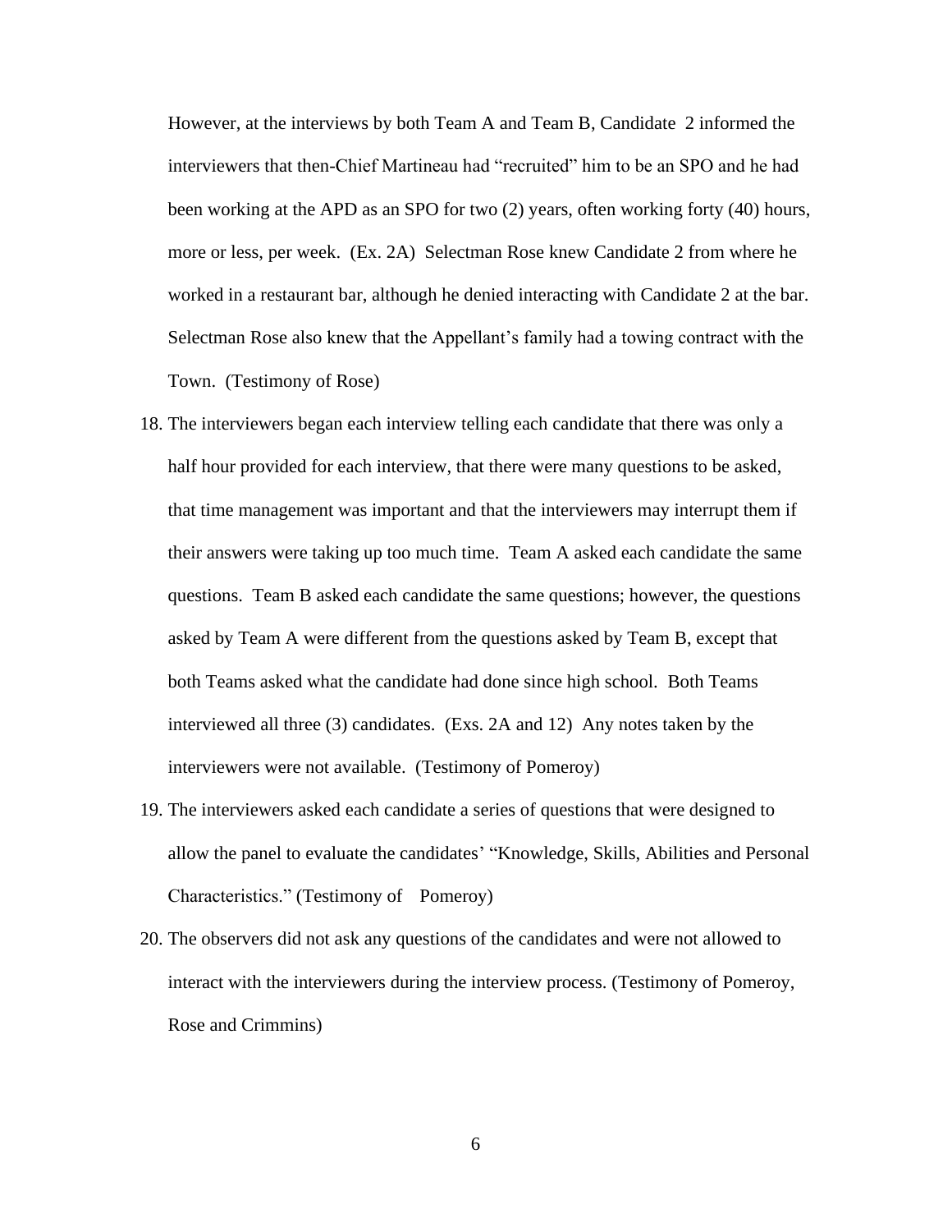However, at the interviews by both Team A and Team B, Candidate 2 informed the interviewers that then-Chief Martineau had "recruited" him to be an SPO and he had been working at the APD as an SPO for two (2) years, often working forty (40) hours, more or less, per week. (Ex. 2A) Selectman Rose knew Candidate 2 from where he worked in a restaurant bar, although he denied interacting with Candidate 2 at the bar. Selectman Rose also knew that the Appellant's family had a towing contract with the Town. (Testimony of Rose)

18. The interviewers began each interview telling each candidate that there was only a half hour provided for each interview, that there were many questions to be asked, that time management was important and that the interviewers may interrupt them if their answers were taking up too much time. Team A asked each candidate the same questions. Team B asked each candidate the same questions; however, the questions asked by Team A were different from the questions asked by Team B, except that both Teams asked what the candidate had done since high school. Both Teams interviewed all three (3) candidates. (Exs. 2A and 12) Any notes taken by the interviewers were not available. (Testimony of Pomeroy)

19. The interviewers asked each candidate a series of questions that were designed to allow the panel to evaluate the candidates' "Knowledge, Skills, Abilities and Personal Characteristics." (Testimony of Pomeroy)

20. The observers did not ask any questions of the candidates and were not allowed to interact with the interviewers during the interview process. (Testimony of Pomeroy, Rose and Crimmins)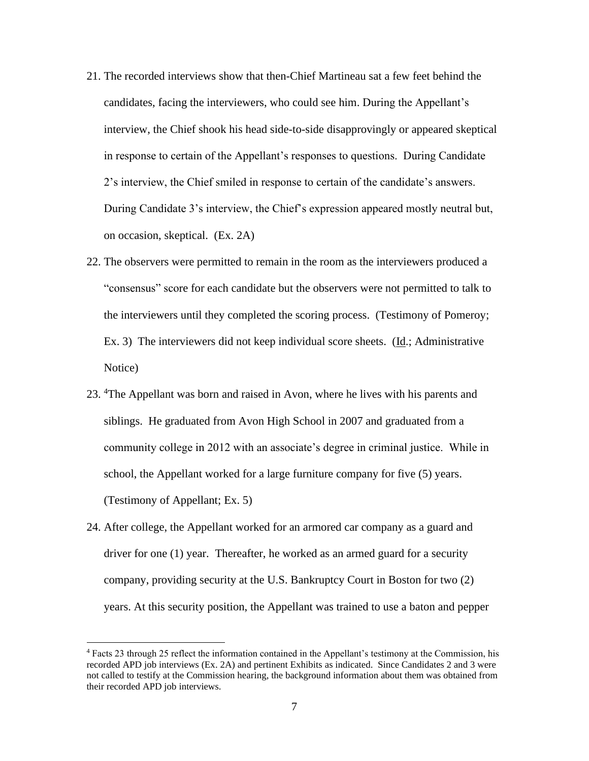21. The recorded interviews show that then-Chief Martineau sat a few feet behind the candidates, facing the interviewers, who could see him. During the Appellant's interview, the Chief shook his head side-to-side disapprovingly or appeared skeptical in response to certain of the Appellant's responses to questions. During Candidate 2's interview, the Chief smiled in response to certain of the candidate's answers. During Candidate 3's interview, the Chief's expression appeared mostly neutral but, on occasion, skeptical. (Ex. 2A)

22. The observers were permitted to remain in the room as the interviewers produced a "consensus" score for each candidate but the observers were not permitted to talk to the interviewers until they completed the scoring process. (Testimony of Pomeroy; Ex. 3) The interviewers did not keep individual score sheets. (Id.; Administrative Notice)

23. [4]The Appellant was born and raised in Avon, where he lives with his parents and siblings. He graduated from Avon High School in 2007 and graduated from a community college in 2012 with an associate's degree in criminal justice. While in school, the Appellant worked for a large furniture company for five (5) years. (Testimony of Appellant; Ex. 5)

24. After college, the Appellant worked for an armored car company as a guard and driver for one (1) year. Thereafter, he worked as an armed guard for a security company, providing security at the U.S. Bankruptcy Court in Boston for two (2) years. At this security position, the Appellant was trained to use a baton and pepper

---

[4] Facts 23 through 25 reflect the information contained in the Appellant's testimony at the Commission, his recorded APD job interviews (Ex. 2A) and pertinent Exhibits as indicated. Since Candidates 2 and 3 were not called to testify at the Commission hearing, the background information about them was obtained from their recorded APD job interviews.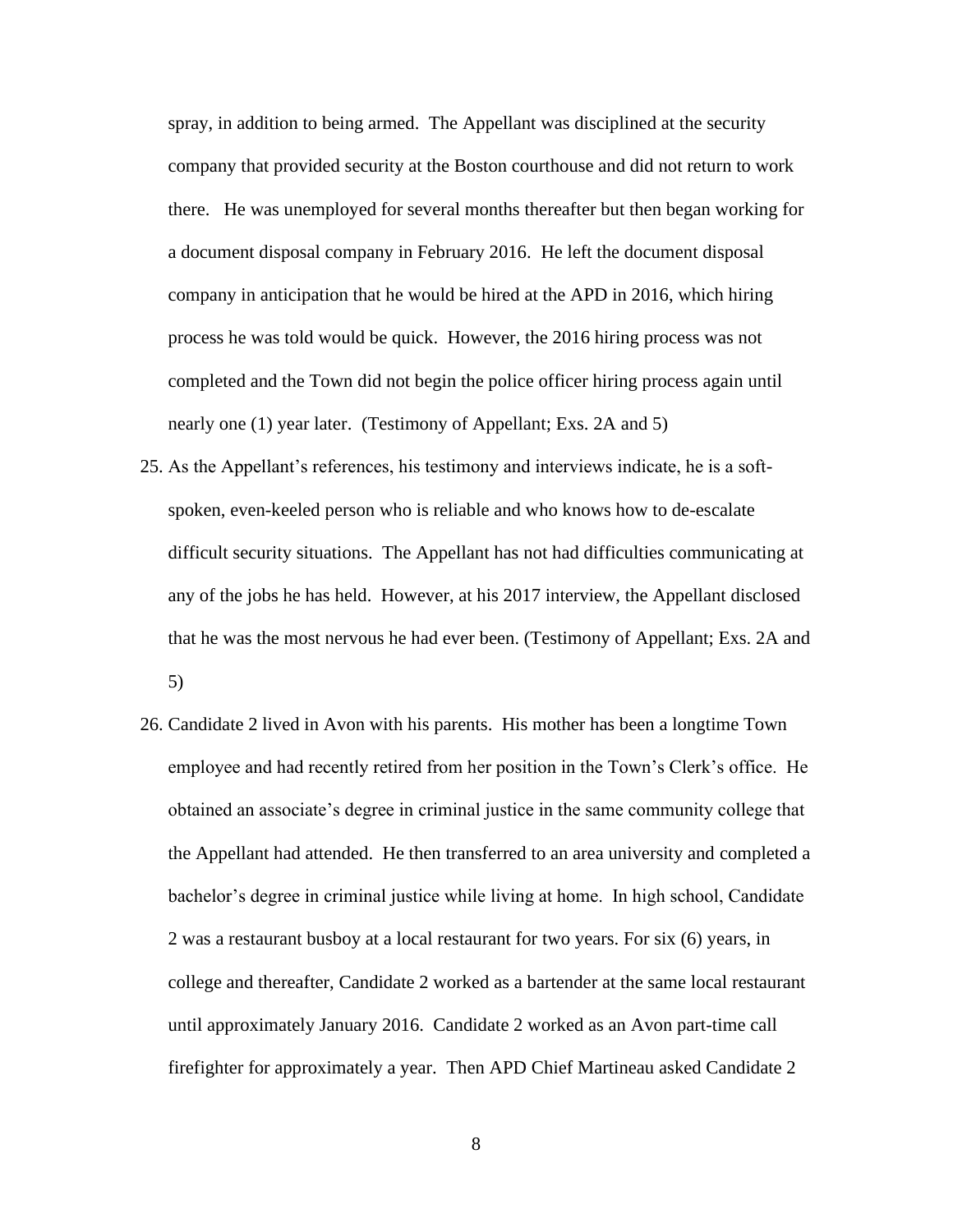spray, in addition to being armed. The Appellant was disciplined at the security company that provided security at the Boston courthouse and did not return to work there. He was unemployed for several months thereafter but then began working for a document disposal company in February 2016. He left the document disposal company in anticipation that he would be hired at the APD in 2016, which hiring process he was told would be quick. However, the 2016 hiring process was not completed and the Town did not begin the police officer hiring process again until nearly one (1) year later. (Testimony of Appellant; Exs. 2A and 5)

25. As the Appellant's references, his testimony and interviews indicate, he is a soft-spoken, even-keeled person who is reliable and who knows how to de-escalate difficult security situations. The Appellant has not had difficulties communicating at any of the jobs he has held. However, at his 2017 interview, the Appellant disclosed that he was the most nervous he had ever been. (Testimony of Appellant; Exs. 2A and 5)

26. Candidate 2 lived in Avon with his parents. His mother has been a longtime Town employee and had recently retired from her position in the Town's Clerk's office. He obtained an associate's degree in criminal justice in the same community college that the Appellant had attended. He then transferred to an area university and completed a bachelor's degree in criminal justice while living at home. In high school, Candidate 2 was a restaurant busboy at a local restaurant for two years. For six (6) years, in college and thereafter, Candidate 2 worked as a bartender at the same local restaurant until approximately January 2016. Candidate 2 worked as an Avon part-time call firefighter for approximately a year. Then APD Chief Martineau asked Candidate 2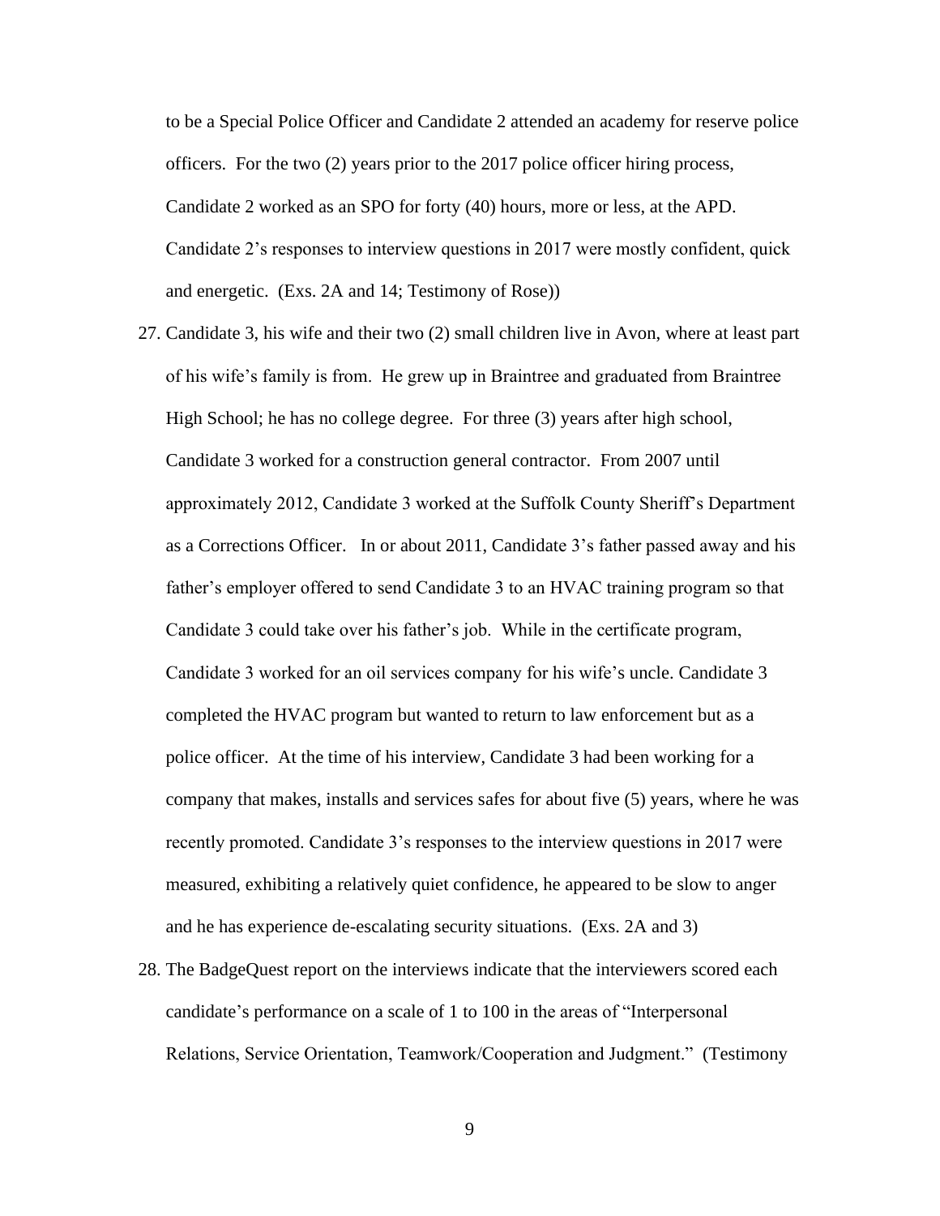to be a Special Police Officer and Candidate 2 attended an academy for reserve police officers. For the two (2) years prior to the 2017 police officer hiring process, Candidate 2 worked as an SPO for forty (40) hours, more or less, at the APD. Candidate 2's responses to interview questions in 2017 were mostly confident, quick and energetic. (Exs. 2A and 14; Testimony of Rose))

27. Candidate 3, his wife and their two (2) small children live in Avon, where at least part of his wife's family is from. He grew up in Braintree and graduated from Braintree High School; he has no college degree. For three (3) years after high school, Candidate 3 worked for a construction general contractor. From 2007 until approximately 2012, Candidate 3 worked at the Suffolk County Sheriff's Department as a Corrections Officer. In or about 2011, Candidate 3's father passed away and his father's employer offered to send Candidate 3 to an HVAC training program so that Candidate 3 could take over his father's job. While in the certificate program, Candidate 3 worked for an oil services company for his wife's uncle. Candidate 3 completed the HVAC program but wanted to return to law enforcement but as a police officer. At the time of his interview, Candidate 3 had been working for a company that makes, installs and services safes for about five (5) years, where he was recently promoted. Candidate 3's responses to the interview questions in 2017 were measured, exhibiting a relatively quiet confidence, he appeared to be slow to anger and he has experience de-escalating security situations. (Exs. 2A and 3)

28. The BadgeQuest report on the interviews indicate that the interviewers scored each candidate's performance on a scale of 1 to 100 in the areas of "Interpersonal Relations, Service Orientation, Teamwork/Cooperation and Judgment." (Testimony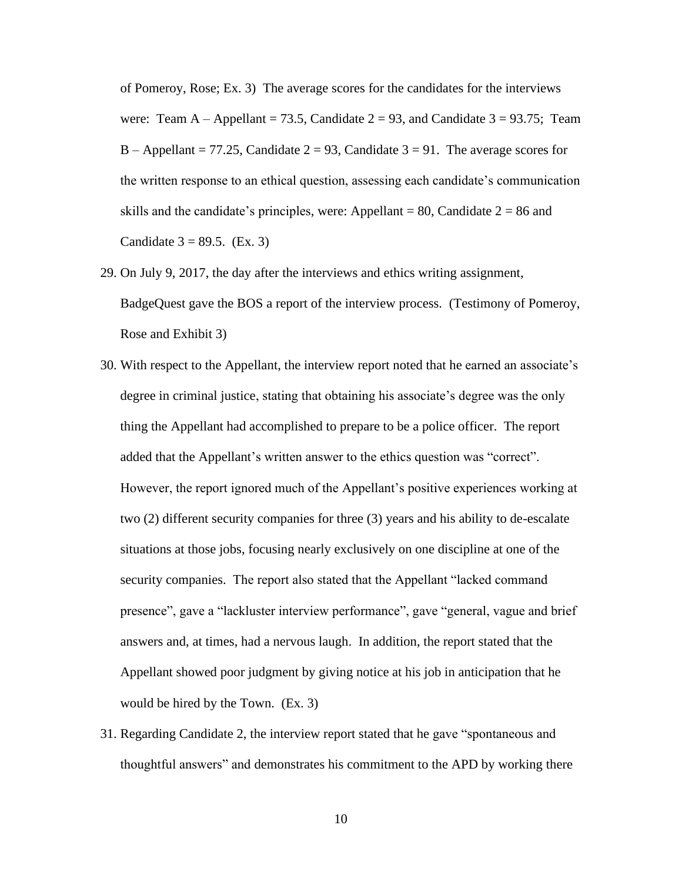of Pomeroy, Rose; Ex. 3) The average scores for the candidates for the interviews were: Team A – Appellant = 73.5, Candidate 2 = 93, and Candidate 3 = 93.75; Team B – Appellant = 77.25, Candidate 2 = 93, Candidate 3 = 91. The average scores for the written response to an ethical question, assessing each candidate's communication skills and the candidate's principles, were: Appellant = 80, Candidate 2 = 86 and Candidate 3 = 89.5. (Ex. 3)

29. On July 9, 2017, the day after the interviews and ethics writing assignment, BadgeQuest gave the BOS a report of the interview process. (Testimony of Pomeroy, Rose and Exhibit 3)

30. With respect to the Appellant, the interview report noted that he earned an associate's degree in criminal justice, stating that obtaining his associate's degree was the only thing the Appellant had accomplished to prepare to be a police officer. The report added that the Appellant's written answer to the ethics question was "correct". However, the report ignored much of the Appellant's positive experiences working at two (2) different security companies for three (3) years and his ability to de-escalate situations at those jobs, focusing nearly exclusively on one discipline at one of the security companies. The report also stated that the Appellant "lacked command presence", gave a "lackluster interview performance", gave "general, vague and brief answers and, at times, had a nervous laugh. In addition, the report stated that the Appellant showed poor judgment by giving notice at his job in anticipation that he would be hired by the Town. (Ex. 3)

31. Regarding Candidate 2, the interview report stated that he gave "spontaneous and thoughtful answers" and demonstrates his commitment to the APD by working there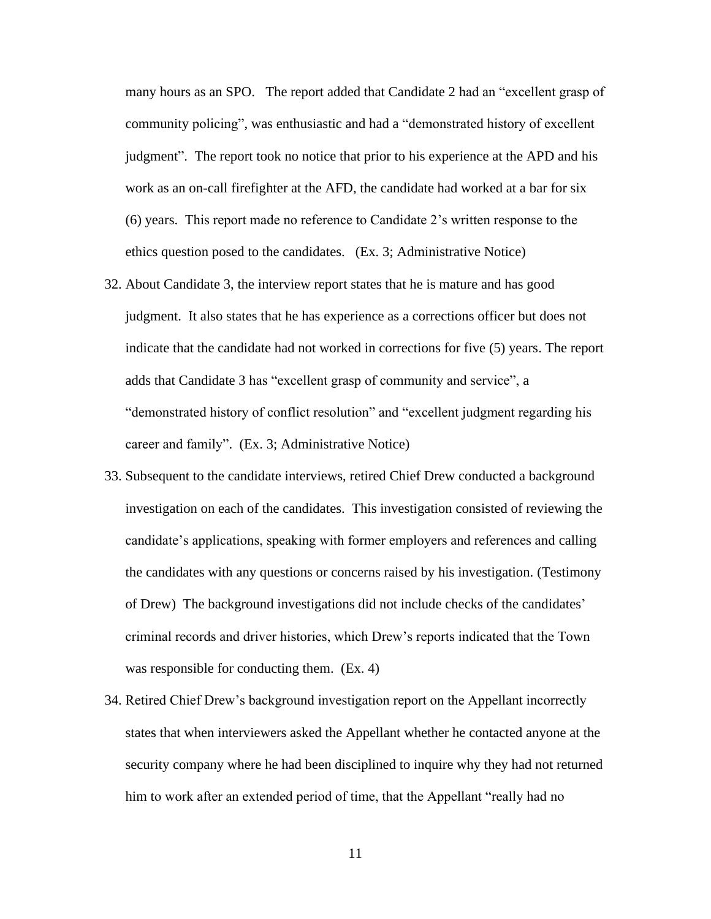many hours as an SPO. The report added that Candidate 2 had an "excellent grasp of community policing", was enthusiastic and had a "demonstrated history of excellent judgment". The report took no notice that prior to his experience at the APD and his work as an on-call firefighter at the AFD, the candidate had worked at a bar for six (6) years. This report made no reference to Candidate 2's written response to the ethics question posed to the candidates. (Ex. 3; Administrative Notice)

32. About Candidate 3, the interview report states that he is mature and has good judgment. It also states that he has experience as a corrections officer but does not indicate that the candidate had not worked in corrections for five (5) years. The report adds that Candidate 3 has "excellent grasp of community and service", a "demonstrated history of conflict resolution" and "excellent judgment regarding his career and family". (Ex. 3; Administrative Notice)

33. Subsequent to the candidate interviews, retired Chief Drew conducted a background investigation on each of the candidates. This investigation consisted of reviewing the candidate's applications, speaking with former employers and references and calling the candidates with any questions or concerns raised by his investigation. (Testimony of Drew) The background investigations did not include checks of the candidates' criminal records and driver histories, which Drew's reports indicated that the Town was responsible for conducting them. (Ex. 4)

34. Retired Chief Drew's background investigation report on the Appellant incorrectly states that when interviewers asked the Appellant whether he contacted anyone at the security company where he had been disciplined to inquire why they had not returned him to work after an extended period of time, that the Appellant "really had no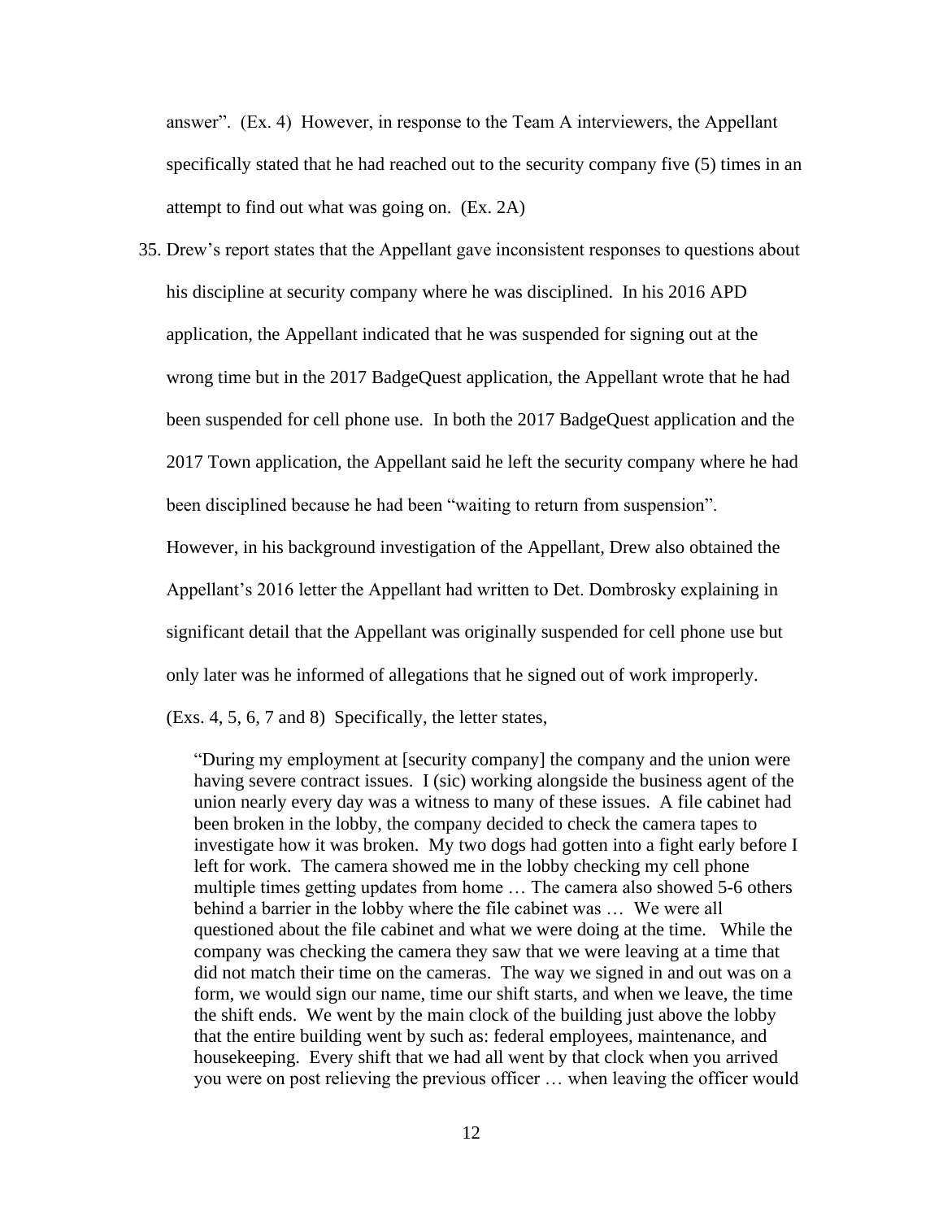answer". (Ex. 4) However, in response to the Team A interviewers, the Appellant specifically stated that he had reached out to the security company five (5) times in an attempt to find out what was going on. (Ex. 2A)

35. Drew's report states that the Appellant gave inconsistent responses to questions about his discipline at security company where he was disciplined. In his 2016 APD application, the Appellant indicated that he was suspended for signing out at the wrong time but in the 2017 BadgeQuest application, the Appellant wrote that he had been suspended for cell phone use. In both the 2017 BadgeQuest application and the 2017 Town application, the Appellant said he left the security company where he had been disciplined because he had been "waiting to return from suspension". However, in his background investigation of the Appellant, Drew also obtained the Appellant's 2016 letter the Appellant had written to Det. Dombrosky explaining in significant detail that the Appellant was originally suspended for cell phone use but only later was he informed of allegations that he signed out of work improperly. (Exs. 4, 5, 6, 7 and 8) Specifically, the letter states,

> "During my employment at [security company] the company and the union were having severe contract issues. I (sic) working alongside the business agent of the union nearly every day was a witness to many of these issues. A file cabinet had been broken in the lobby, the company decided to check the camera tapes to investigate how it was broken. My two dogs had gotten into a fight early before I left for work. The camera showed me in the lobby checking my cell phone multiple times getting updates from home … The camera also showed 5-6 others behind a barrier in the lobby where the file cabinet was … We were all questioned about the file cabinet and what we were doing at the time. While the company was checking the camera they saw that we were leaving at a time that did not match their time on the cameras. The way we signed in and out was on a form, we would sign our name, time our shift starts, and when we leave, the time the shift ends. We went by the main clock of the building just above the lobby that the entire building went by such as: federal employees, maintenance, and housekeeping. Every shift that we had all went by that clock when you arrived you were on post relieving the previous officer … when leaving the officer would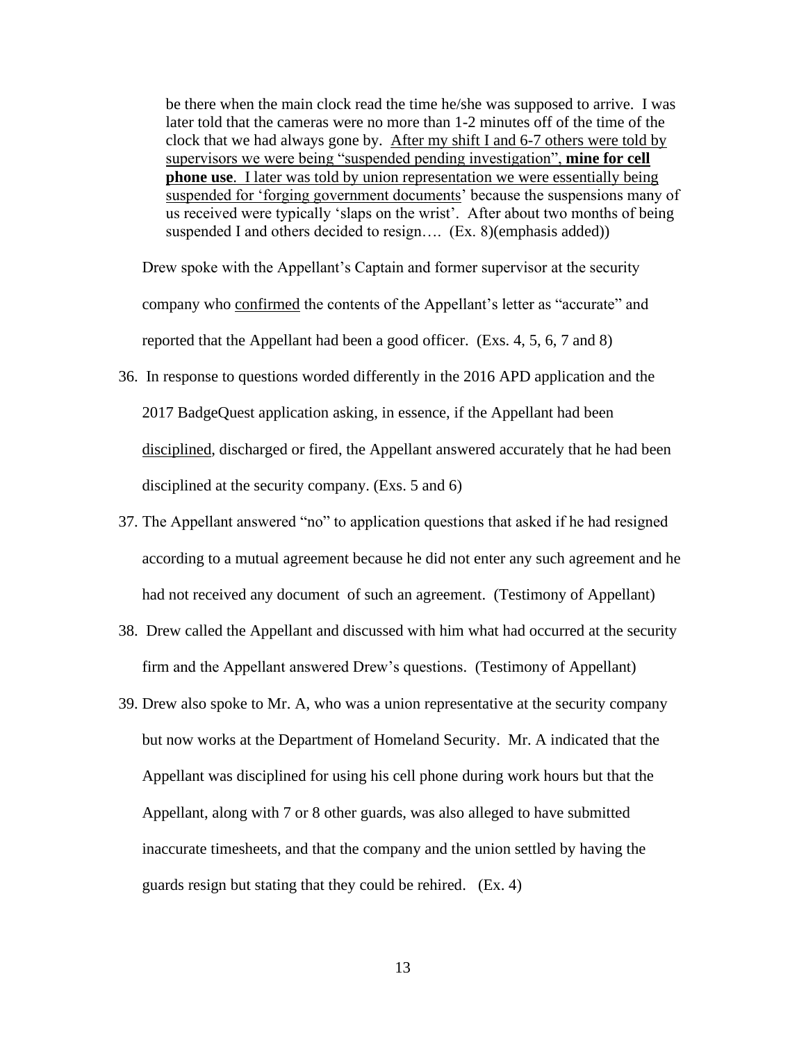> be there when the main clock read the time he/she was supposed to arrive. I was later told that the cameras were no more than 1-2 minutes off of the time of the clock that we had always gone by. <u>After my shift I and 6-7 others were told by supervisors we were being "suspended pending investigation",</u> **<u>mine for cell phone use</u>**. <u>I later was told by union representation we were essentially being suspended for 'forging government documents</u>' because the suspensions many of us received were typically 'slaps on the wrist'. After about two months of being suspended I and others decided to resign…. (Ex. 8)(emphasis added))

Drew spoke with the Appellant's Captain and former supervisor at the security company who <u>confirmed</u> the contents of the Appellant's letter as "accurate" and reported that the Appellant had been a good officer. (Exs. 4, 5, 6, 7 and 8)

36. In response to questions worded differently in the 2016 APD application and the 2017 BadgeQuest application asking, in essence, if the Appellant had been <u>disciplined</u>, discharged or fired, the Appellant answered accurately that he had been disciplined at the security company. (Exs. 5 and 6)

37. The Appellant answered "no" to application questions that asked if he had resigned according to a mutual agreement because he did not enter any such agreement and he had not received any document of such an agreement. (Testimony of Appellant)

38. Drew called the Appellant and discussed with him what had occurred at the security firm and the Appellant answered Drew's questions. (Testimony of Appellant)

39. Drew also spoke to Mr. A, who was a union representative at the security company but now works at the Department of Homeland Security. Mr. A indicated that the Appellant was disciplined for using his cell phone during work hours but that the Appellant, along with 7 or 8 other guards, was also alleged to have submitted inaccurate timesheets, and that the company and the union settled by having the guards resign but stating that they could be rehired. (Ex. 4)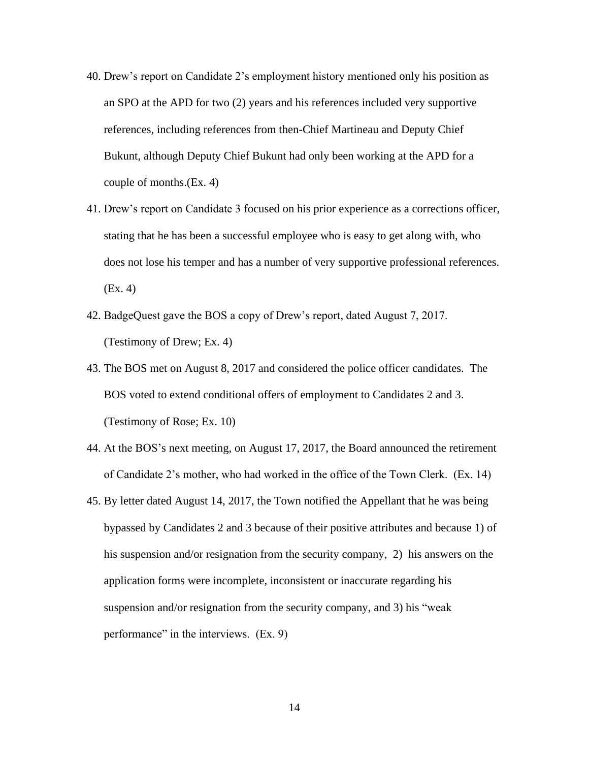40. Drew's report on Candidate 2's employment history mentioned only his position as an SPO at the APD for two (2) years and his references included very supportive references, including references from then-Chief Martineau and Deputy Chief Bukunt, although Deputy Chief Bukunt had only been working at the APD for a couple of months.(Ex. 4)

41. Drew's report on Candidate 3 focused on his prior experience as a corrections officer, stating that he has been a successful employee who is easy to get along with, who does not lose his temper and has a number of very supportive professional references. (Ex. 4)

42. BadgeQuest gave the BOS a copy of Drew's report, dated August 7, 2017. (Testimony of Drew; Ex. 4)

43. The BOS met on August 8, 2017 and considered the police officer candidates. The BOS voted to extend conditional offers of employment to Candidates 2 and 3. (Testimony of Rose; Ex. 10)

44. At the BOS's next meeting, on August 17, 2017, the Board announced the retirement of Candidate 2's mother, who had worked in the office of the Town Clerk. (Ex. 14)

45. By letter dated August 14, 2017, the Town notified the Appellant that he was being bypassed by Candidates 2 and 3 because of their positive attributes and because 1) of his suspension and/or resignation from the security company, 2) his answers on the application forms were incomplete, inconsistent or inaccurate regarding his suspension and/or resignation from the security company, and 3) his "weak performance" in the interviews. (Ex. 9)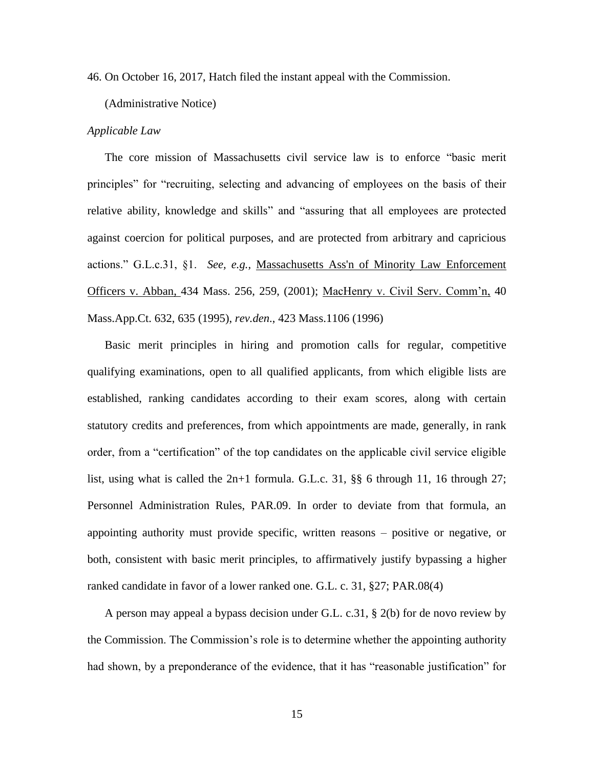46. On October 16, 2017, Hatch filed the instant appeal with the Commission.

(Administrative Notice)

*Applicable Law*

The core mission of Massachusetts civil service law is to enforce "basic merit principles" for "recruiting, selecting and advancing of employees on the basis of their relative ability, knowledge and skills" and "assuring that all employees are protected against coercion for political purposes, and are protected from arbitrary and capricious actions." G.L.c.31, §1. *See, e.g.,* Massachusetts Ass'n of Minority Law Enforcement Officers v. Abban, 434 Mass. 256, 259, (2001); MacHenry v. Civil Serv. Comm'n, 40 Mass.App.Ct. 632, 635 (1995), *rev.den*., 423 Mass.1106 (1996)

Basic merit principles in hiring and promotion calls for regular, competitive qualifying examinations, open to all qualified applicants, from which eligible lists are established, ranking candidates according to their exam scores, along with certain statutory credits and preferences, from which appointments are made, generally, in rank order, from a "certification" of the top candidates on the applicable civil service eligible list, using what is called the 2n+1 formula. G.L.c. 31, §§ 6 through 11, 16 through 27; Personnel Administration Rules, PAR.09. In order to deviate from that formula, an appointing authority must provide specific, written reasons – positive or negative, or both, consistent with basic merit principles, to affirmatively justify bypassing a higher ranked candidate in favor of a lower ranked one. G.L. c. 31, §27; PAR.08(4)

A person may appeal a bypass decision under G.L. c.31, § 2(b) for de novo review by the Commission. The Commission's role is to determine whether the appointing authority had shown, by a preponderance of the evidence, that it has "reasonable justification" for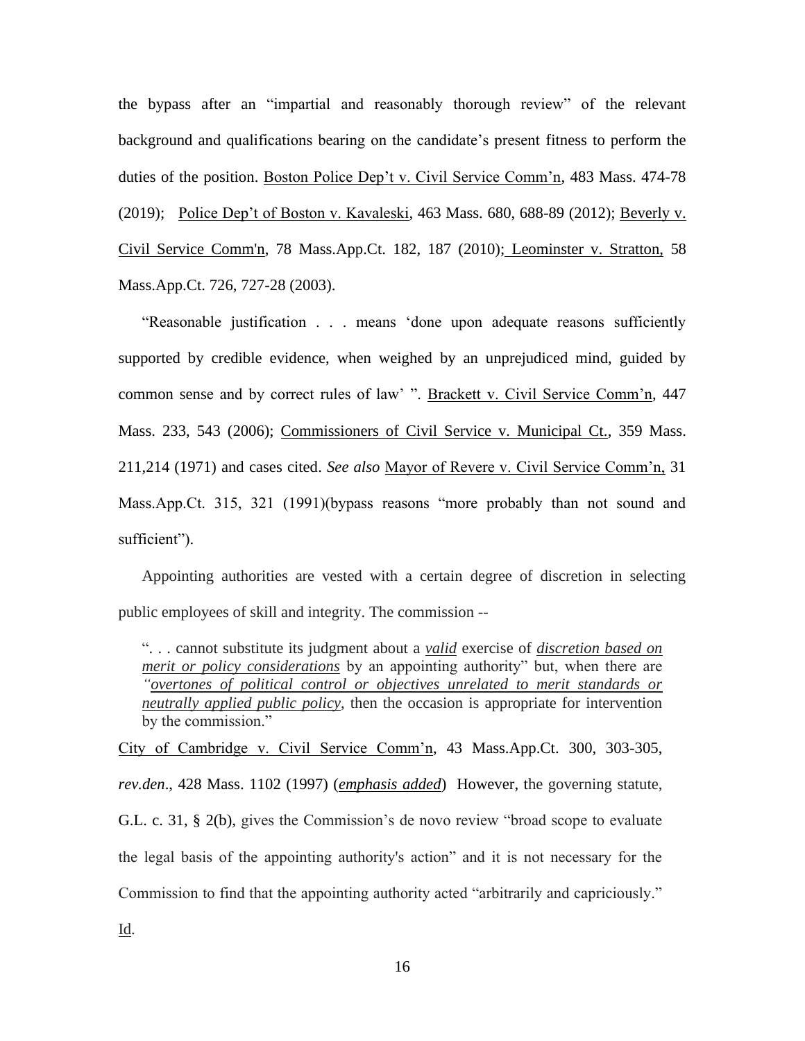the bypass after an "impartial and reasonably thorough review" of the relevant background and qualifications bearing on the candidate's present fitness to perform the duties of the position. Boston Police Dep't v. Civil Service Comm'n, 483 Mass. 474-78 (2019); Police Dep't of Boston v. Kavaleski, 463 Mass. 680, 688-89 (2012); Beverly v. Civil Service Comm'n, 78 Mass.App.Ct. 182, 187 (2010); Leominster v. Stratton, 58 Mass.App.Ct. 726, 727-28 (2003).

"Reasonable justification . . . means 'done upon adequate reasons sufficiently supported by credible evidence, when weighed by an unprejudiced mind, guided by common sense and by correct rules of law' ". Brackett v. Civil Service Comm'n, 447 Mass. 233, 543 (2006); Commissioners of Civil Service v. Municipal Ct., 359 Mass. 211,214 (1971) and cases cited. *See also* Mayor of Revere v. Civil Service Comm'n, 31 Mass.App.Ct. 315, 321 (1991)(bypass reasons "more probably than not sound and sufficient").

Appointing authorities are vested with a certain degree of discretion in selecting public employees of skill and integrity. The commission --

> ". . . cannot substitute its judgment about a ***valid*** exercise of ***discretion based on merit or policy considerations*** by an appointing authority" but, when there are *"**overtones of political control or objectives unrelated to merit standards or neutrally applied public policy**,* then the occasion is appropriate for intervention by the commission."

City of Cambridge v. Civil Service Comm'n, 43 Mass.App.Ct. 300, 303-305, *rev.den*., 428 Mass. 1102 (1997) (***emphasis added***) However, the governing statute, G.L. c. 31, § 2(b), gives the Commission's de novo review "broad scope to evaluate the legal basis of the appointing authority's action" and it is not necessary for the Commission to find that the appointing authority acted "arbitrarily and capriciously." Id.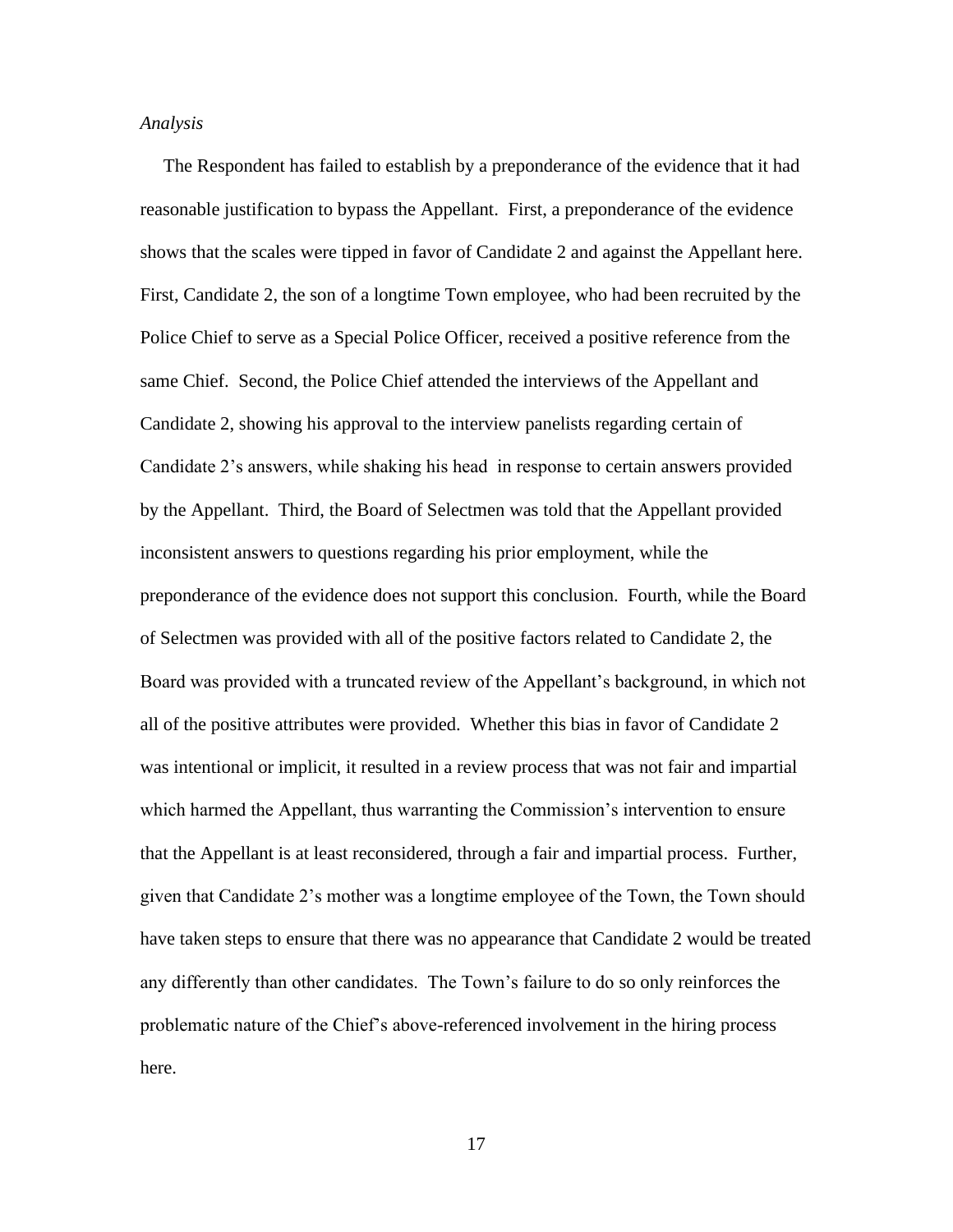*Analysis*

The Respondent has failed to establish by a preponderance of the evidence that it had reasonable justification to bypass the Appellant. First, a preponderance of the evidence shows that the scales were tipped in favor of Candidate 2 and against the Appellant here. First, Candidate 2, the son of a longtime Town employee, who had been recruited by the Police Chief to serve as a Special Police Officer, received a positive reference from the same Chief. Second, the Police Chief attended the interviews of the Appellant and Candidate 2, showing his approval to the interview panelists regarding certain of Candidate 2's answers, while shaking his head in response to certain answers provided by the Appellant. Third, the Board of Selectmen was told that the Appellant provided inconsistent answers to questions regarding his prior employment, while the preponderance of the evidence does not support this conclusion. Fourth, while the Board of Selectmen was provided with all of the positive factors related to Candidate 2, the Board was provided with a truncated review of the Appellant's background, in which not all of the positive attributes were provided. Whether this bias in favor of Candidate 2 was intentional or implicit, it resulted in a review process that was not fair and impartial which harmed the Appellant, thus warranting the Commission's intervention to ensure that the Appellant is at least reconsidered, through a fair and impartial process. Further, given that Candidate 2's mother was a longtime employee of the Town, the Town should have taken steps to ensure that there was no appearance that Candidate 2 would be treated any differently than other candidates. The Town's failure to do so only reinforces the problematic nature of the Chief's above-referenced involvement in the hiring process here.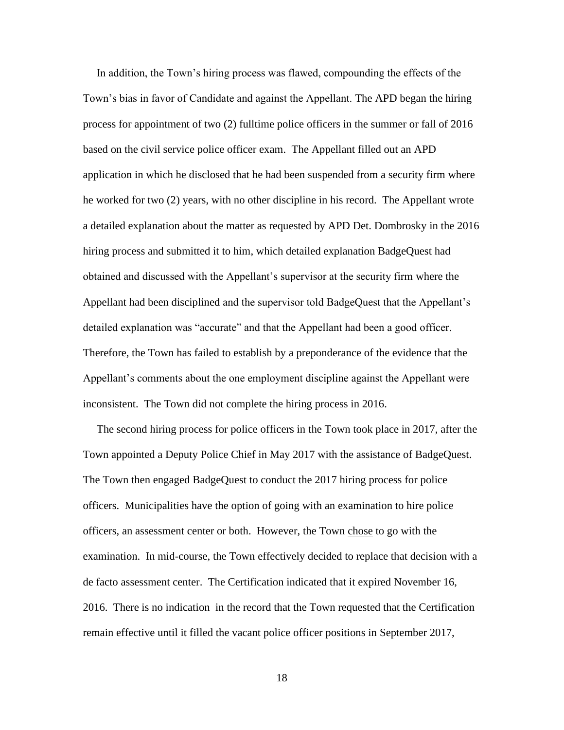In addition, the Town's hiring process was flawed, compounding the effects of the Town's bias in favor of Candidate and against the Appellant. The APD began the hiring process for appointment of two (2) fulltime police officers in the summer or fall of 2016 based on the civil service police officer exam. The Appellant filled out an APD application in which he disclosed that he had been suspended from a security firm where he worked for two (2) years, with no other discipline in his record. The Appellant wrote a detailed explanation about the matter as requested by APD Det. Dombrosky in the 2016 hiring process and submitted it to him, which detailed explanation BadgeQuest had obtained and discussed with the Appellant's supervisor at the security firm where the Appellant had been disciplined and the supervisor told BadgeQuest that the Appellant's detailed explanation was "accurate" and that the Appellant had been a good officer. Therefore, the Town has failed to establish by a preponderance of the evidence that the Appellant's comments about the one employment discipline against the Appellant were inconsistent. The Town did not complete the hiring process in 2016.

The second hiring process for police officers in the Town took place in 2017, after the Town appointed a Deputy Police Chief in May 2017 with the assistance of BadgeQuest. The Town then engaged BadgeQuest to conduct the 2017 hiring process for police officers. Municipalities have the option of going with an examination to hire police officers, an assessment center or both. However, the Town <u>chose</u> to go with the examination. In mid-course, the Town effectively decided to replace that decision with a de facto assessment center. The Certification indicated that it expired November 16, 2016. There is no indication in the record that the Town requested that the Certification remain effective until it filled the vacant police officer positions in September 2017,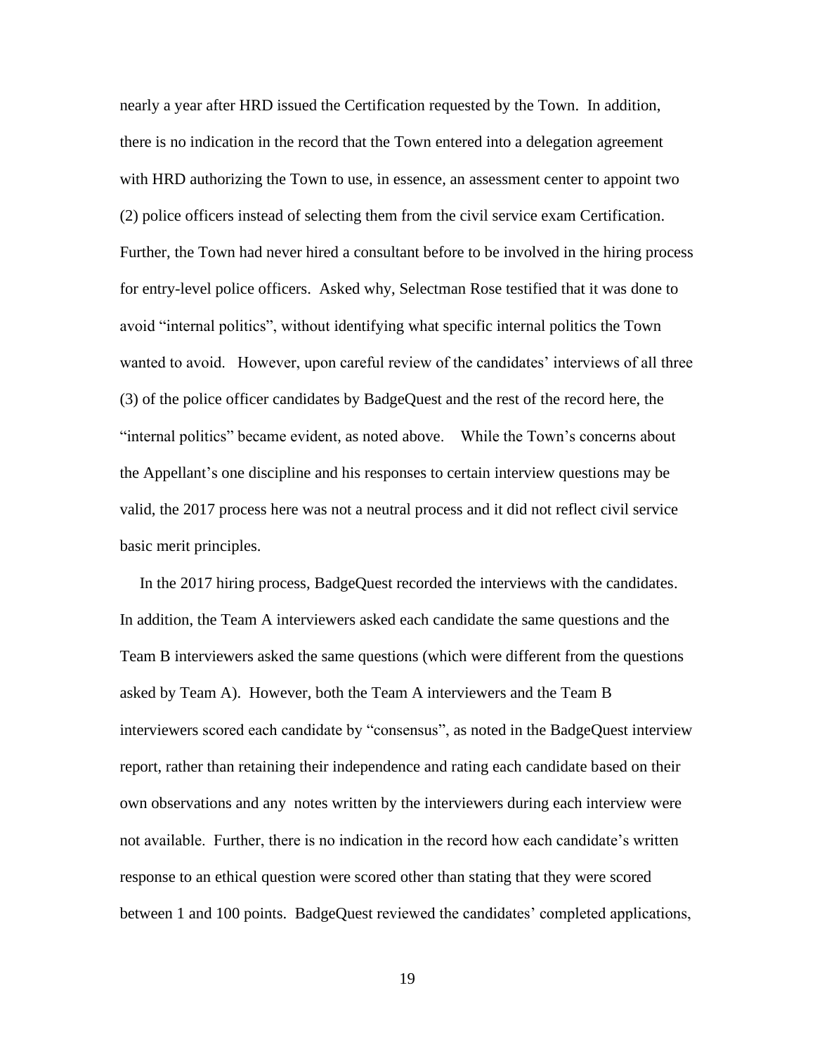nearly a year after HRD issued the Certification requested by the Town. In addition, there is no indication in the record that the Town entered into a delegation agreement with HRD authorizing the Town to use, in essence, an assessment center to appoint two (2) police officers instead of selecting them from the civil service exam Certification. Further, the Town had never hired a consultant before to be involved in the hiring process for entry-level police officers. Asked why, Selectman Rose testified that it was done to avoid "internal politics", without identifying what specific internal politics the Town wanted to avoid. However, upon careful review of the candidates' interviews of all three (3) of the police officer candidates by BadgeQuest and the rest of the record here, the "internal politics" became evident, as noted above. While the Town's concerns about the Appellant's one discipline and his responses to certain interview questions may be valid, the 2017 process here was not a neutral process and it did not reflect civil service basic merit principles.

In the 2017 hiring process, BadgeQuest recorded the interviews with the candidates. In addition, the Team A interviewers asked each candidate the same questions and the Team B interviewers asked the same questions (which were different from the questions asked by Team A). However, both the Team A interviewers and the Team B interviewers scored each candidate by "consensus", as noted in the BadgeQuest interview report, rather than retaining their independence and rating each candidate based on their own observations and any notes written by the interviewers during each interview were not available. Further, there is no indication in the record how each candidate's written response to an ethical question were scored other than stating that they were scored between 1 and 100 points. BadgeQuest reviewed the candidates' completed applications,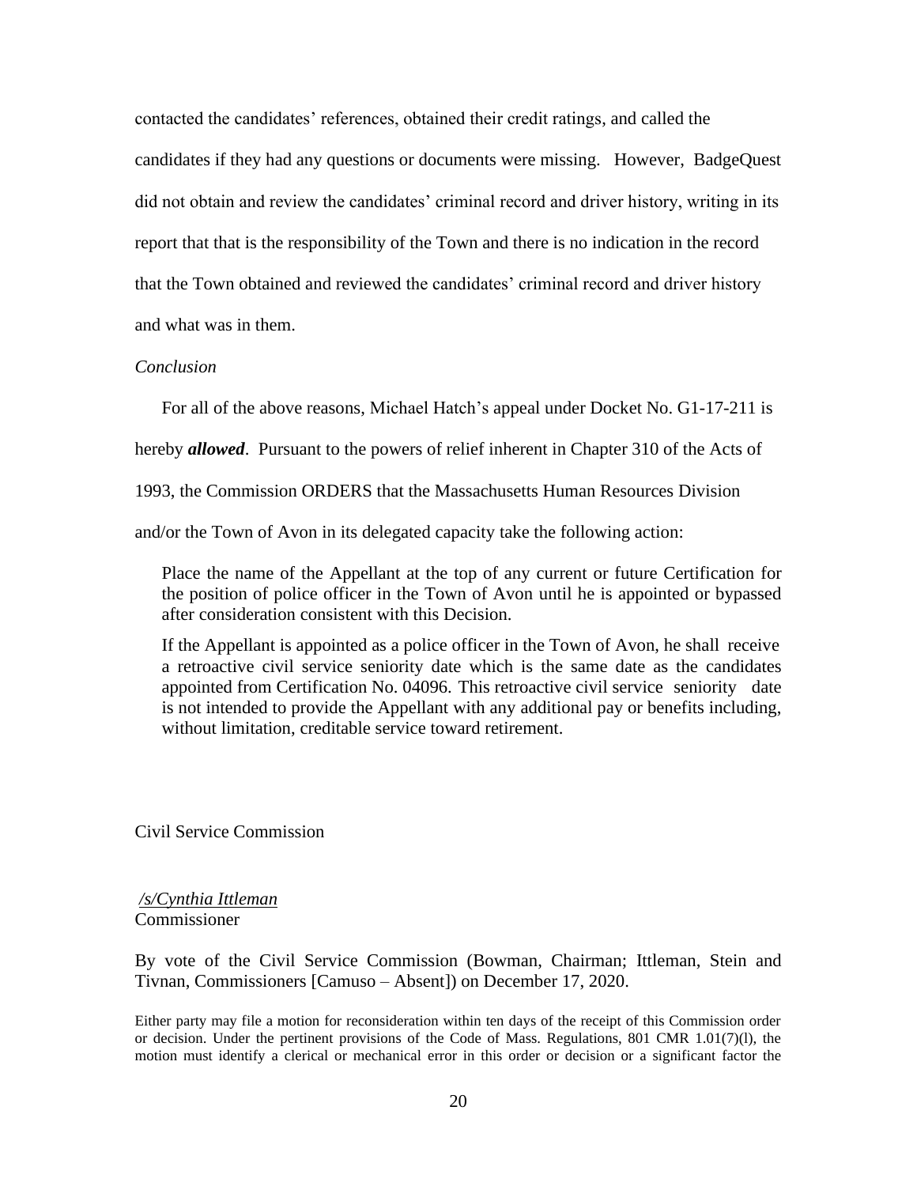contacted the candidates' references, obtained their credit ratings, and called the candidates if they had any questions or documents were missing. However, BadgeQuest did not obtain and review the candidates' criminal record and driver history, writing in its report that that is the responsibility of the Town and there is no indication in the record that the Town obtained and reviewed the candidates' criminal record and driver history and what was in them.

*Conclusion*

For all of the above reasons, Michael Hatch's appeal under Docket No. G1-17-211 is hereby ***allowed***. Pursuant to the powers of relief inherent in Chapter 310 of the Acts of 1993, the Commission ORDERS that the Massachusetts Human Resources Division and/or the Town of Avon in its delegated capacity take the following action:

> Place the name of the Appellant at the top of any current or future Certification for the position of police officer in the Town of Avon until he is appointed or bypassed after consideration consistent with this Decision.
>
> If the Appellant is appointed as a police officer in the Town of Avon, he shall receive a retroactive civil service seniority date which is the same date as the candidates appointed from Certification No. 04096. This retroactive civil service seniority date is not intended to provide the Appellant with any additional pay or benefits including, without limitation, creditable service toward retirement.

Civil Service Commission

*/s/Cynthia Ittleman*
Commissioner

By vote of the Civil Service Commission (Bowman, Chairman; Ittleman, Stein and Tivnan, Commissioners [Camuso – Absent]) on December 17, 2020.

Either party may file a motion for reconsideration within ten days of the receipt of this Commission order or decision. Under the pertinent provisions of the Code of Mass. Regulations, 801 CMR 1.01(7)(l), the motion must identify a clerical or mechanical error in this order or decision or a significant factor the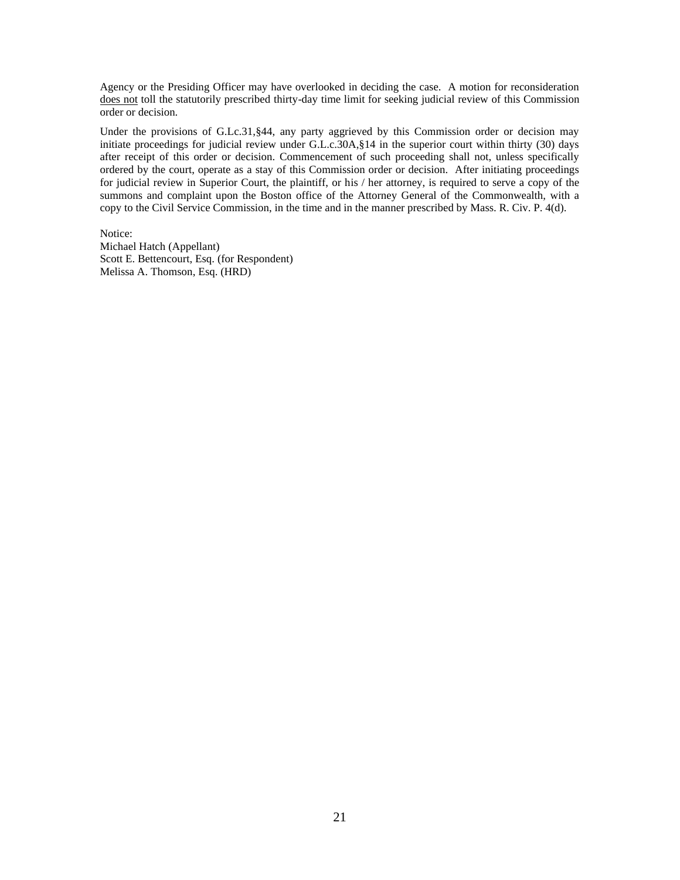Agency or the Presiding Officer may have overlooked in deciding the case. A motion for reconsideration <u>does not</u> toll the statutorily prescribed thirty-day time limit for seeking judicial review of this Commission order or decision.

Under the provisions of G.Lc.31,§44, any party aggrieved by this Commission order or decision may initiate proceedings for judicial review under G.L.c.30A,§14 in the superior court within thirty (30) days after receipt of this order or decision. Commencement of such proceeding shall not, unless specifically ordered by the court, operate as a stay of this Commission order or decision. After initiating proceedings for judicial review in Superior Court, the plaintiff, or his / her attorney, is required to serve a copy of the summons and complaint upon the Boston office of the Attorney General of the Commonwealth, with a copy to the Civil Service Commission, in the time and in the manner prescribed by Mass. R. Civ. P. 4(d).

Notice:
Michael Hatch (Appellant)
Scott E. Bettencourt, Esq. (for Respondent)
Melissa A. Thomson, Esq. (HRD)